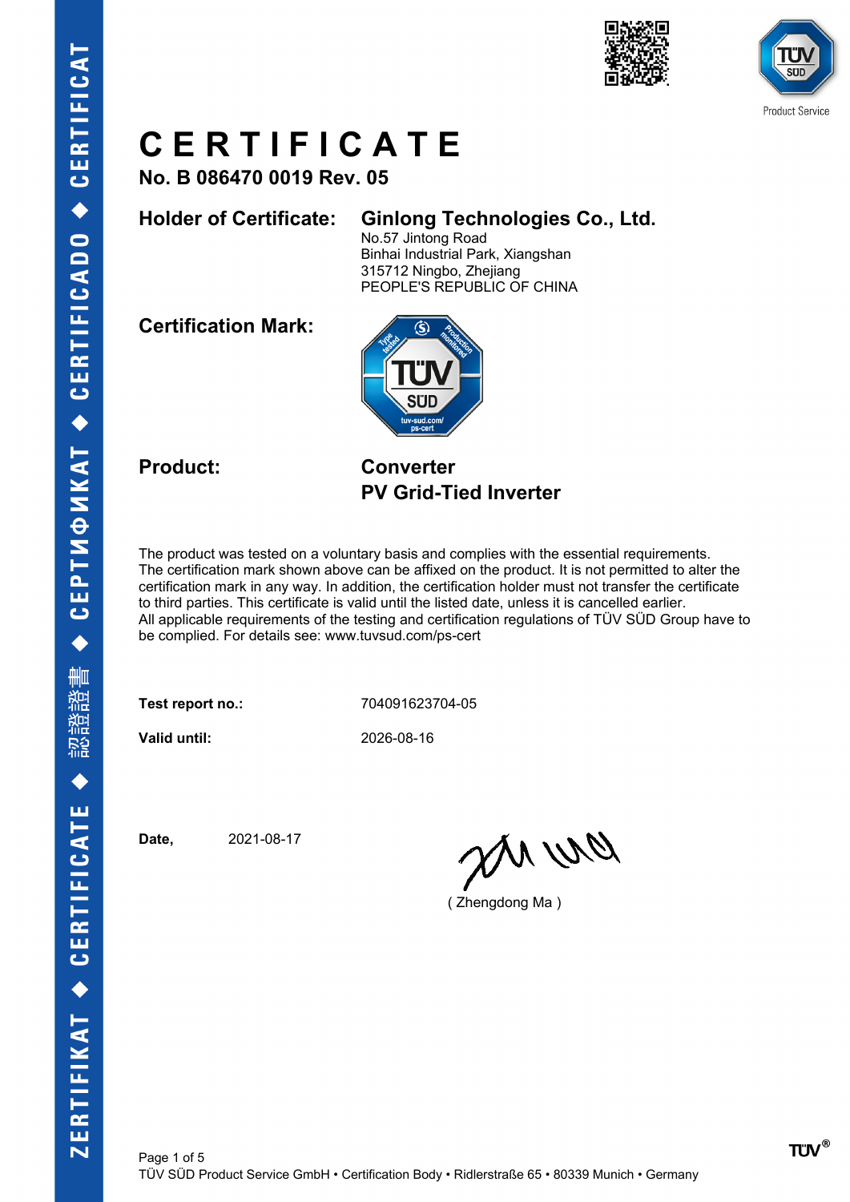# CERTIFICATE

**No. B 086470 0019 Rev. 05**

**Holder of Certificate:** **Ginlong Technologies Co., Ltd.**
No.57 Jintong Road
Binhai Industrial Park, Xiangshan
315712 Ningbo, Zhejiang
PEOPLE'S REPUBLIC OF CHINA

**Certification Mark:**

**Product:** **Converter**
**PV Grid-Tied Inverter**

The product was tested on a voluntary basis and complies with the essential requirements. The certification mark shown above can be affixed on the product. It is not permitted to alter the certification mark in any way. In addition, the certification holder must not transfer the certificate to third parties. This certificate is valid until the listed date, unless it is cancelled earlier.
All applicable requirements of the testing and certification regulations of TÜV SÜD Group have to be complied. For details see: www.tuvsud.com/ps-cert

**Test report no.:** 704091623704-05

**Valid until:** 2026-08-16

**Date,** 2021-08-17

( Zhengdong Ma )

TÜV SÜD Product Service GmbH • Certification Body • Ridlerstraße 65 • 80339 Munich • Germany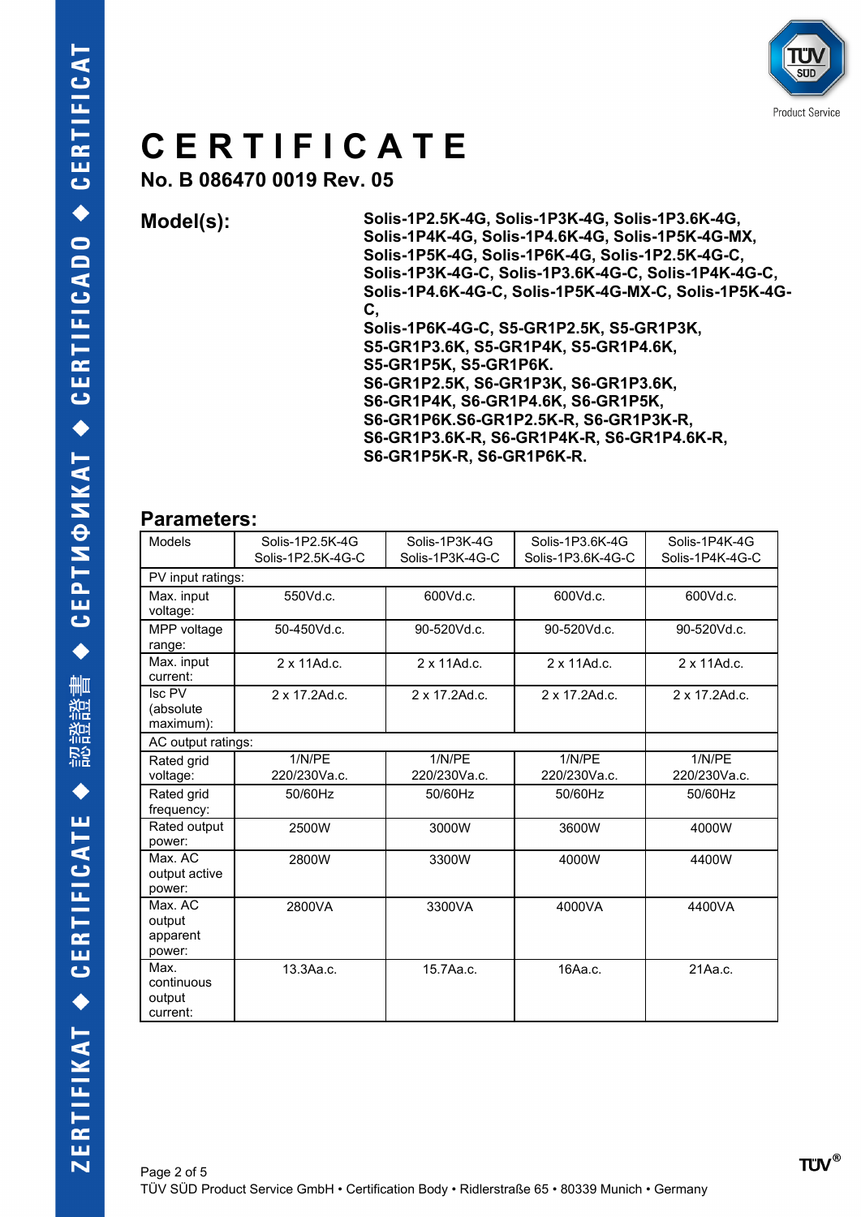# CERTIFICATE

**No. B 086470 0019 Rev. 05**

**Model(s):** **Solis-1P2.5K-4G, Solis-1P3K-4G, Solis-1P3.6K-4G, Solis-1P4K-4G, Solis-1P4.6K-4G, Solis-1P5K-4G-MX, Solis-1P5K-4G, Solis-1P6K-4G, Solis-1P2.5K-4G-C, Solis-1P3K-4G-C, Solis-1P3.6K-4G-C, Solis-1P4K-4G-C, Solis-1P4.6K-4G-C, Solis-1P5K-4G-MX-C, Solis-1P5K-4G-C, Solis-1P6K-4G-C, S5-GR1P2.5K, S5-GR1P3K, S5-GR1P3.6K, S5-GR1P4K, S5-GR1P4.6K, S5-GR1P5K, S5-GR1P6K. S6-GR1P2.5K, S6-GR1P3K, S6-GR1P3.6K, S6-GR1P4K, S6-GR1P4.6K, S6-GR1P5K, S6-GR1P6K.S6-GR1P2.5K-R, S6-GR1P3K-R, S6-GR1P3.6K-R, S6-GR1P4K-R, S6-GR1P4.6K-R, S6-GR1P5K-R, S6-GR1P6K-R.**

## Parameters:

| Models | Solis-1P2.5K-4G Solis-1P2.5K-4G-C | Solis-1P3K-4G Solis-1P3K-4G-C | Solis-1P3.6K-4G Solis-1P3.6K-4G-C | Solis-1P4K-4G Solis-1P4K-4G-C |
|---|---|---|---|---|
| PV input ratings: | | | | |
| Max. input voltage: | 550Vd.c. | 600Vd.c. | 600Vd.c. | 600Vd.c. |
| MPP voltage range: | 50-450Vd.c. | 90-520Vd.c. | 90-520Vd.c. | 90-520Vd.c. |
| Max. input current: | 2 x 11Ad.c. | 2 x 11Ad.c. | 2 x 11Ad.c. | 2 x 11Ad.c. |
| Isc PV (absolute maximum): | 2 x 17.2Ad.c. | 2 x 17.2Ad.c. | 2 x 17.2Ad.c. | 2 x 17.2Ad.c. |
| AC output ratings: | | | | |
| Rated grid voltage: | 1/N/PE 220/230Va.c. | 1/N/PE 220/230Va.c. | 1/N/PE 220/230Va.c. | 1/N/PE 220/230Va.c. |
| Rated grid frequency: | 50/60Hz | 50/60Hz | 50/60Hz | 50/60Hz |
| Rated output power: | 2500W | 3000W | 3600W | 4000W |
| Max. AC output active power: | 2800W | 3300W | 4000W | 4400W |
| Max. AC output apparent power: | 2800VA | 3300VA | 4000VA | 4400VA |
| Max. continuous output current: | 13.3Aa.c. | 15.7Aa.c. | 16Aa.c. | 21Aa.c. |

TÜV SÜD Product Service GmbH • Certification Body • Ridlerstraße 65 • 80339 Munich • Germany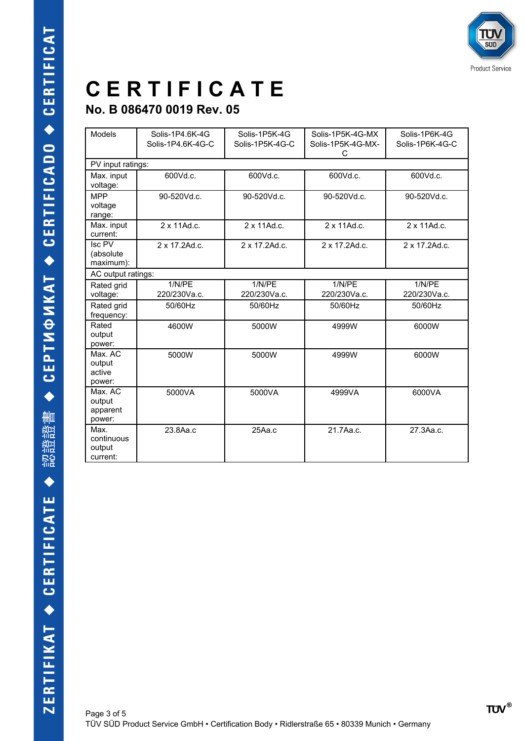# CERTIFICATE

## No. B 086470 0019 Rev. 05

| Models | Solis-1P4.6K-4G<br>Solis-1P4.6K-4G-C | Solis-1P5K-4G<br>Solis-1P5K-4G-C | Solis-1P5K-4G-MX<br>Solis-1P5K-4G-MX-C | Solis-1P6K-4G<br>Solis-1P6K-4G-C |
|---|---|---|---|---|
| PV input ratings: | | | | |
| Max. input voltage: | 600Vd.c. | 600Vd.c. | 600Vd.c. | 600Vd.c. |
| MPP voltage range: | 90-520Vd.c. | 90-520Vd.c. | 90-520Vd.c. | 90-520Vd.c. |
| Max. input current: | 2 x 11Ad.c. | 2 x 11Ad.c. | 2 x 11Ad.c. | 2 x 11Ad.c. |
| Isc PV (absolute maximum): | 2 x 17.2Ad.c. | 2 x 17.2Ad.c. | 2 x 17.2Ad.c. | 2 x 17.2Ad.c. |
| AC output ratings: | | | | |
| Rated grid voltage: | 1/N/PE<br>220/230Va.c. | 1/N/PE<br>220/230Va.c. | 1/N/PE<br>220/230Va.c. | 1/N/PE<br>220/230Va.c. |
| Rated grid frequency: | 50/60Hz | 50/60Hz | 50/60Hz | 50/60Hz |
| Rated output power: | 4600W | 5000W | 4999W | 6000W |
| Max. AC output active power: | 5000W | 5000W | 4999W | 6000W |
| Max. AC output apparent power: | 5000VA | 5000VA | 4999VA | 6000VA |
| Max. continuous output current: | 23.8Aa.c | 25Aa.c | 21.7Aa.c. | 27.3Aa.c. |

TÜV SÜD Product Service GmbH • Certification Body • Ridlerstraße 65 • 80339 Munich • Germany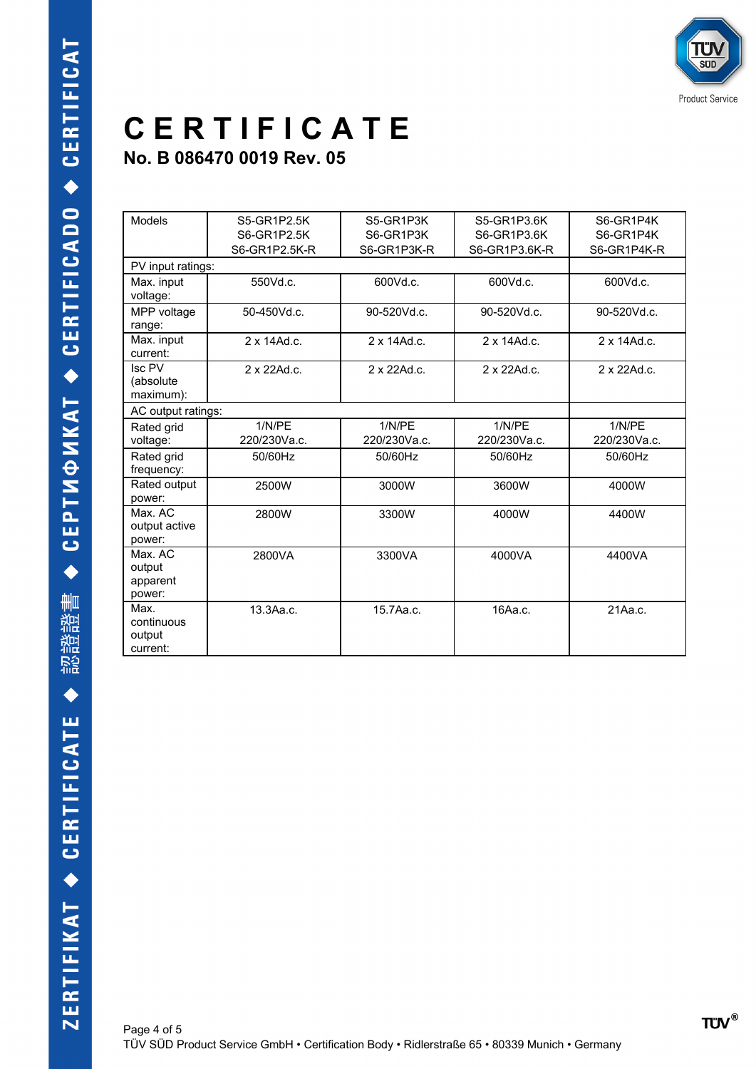# CERTIFICATE

## No. B 086470 0019 Rev. 05

| Models | S5-GR1P2.5K<br>S6-GR1P2.5K<br>S6-GR1P2.5K-R | S5-GR1P3K<br>S6-GR1P3K<br>S6-GR1P3K-R | S5-GR1P3.6K<br>S6-GR1P3.6K<br>S6-GR1P3.6K-R | S6-GR1P4K<br>S6-GR1P4K<br>S6-GR1P4K-R |
|---|---|---|---|---|
| PV input ratings: | | | | |
| Max. input voltage: | 550Vd.c. | 600Vd.c. | 600Vd.c. | 600Vd.c. |
| MPP voltage range: | 50-450Vd.c. | 90-520Vd.c. | 90-520Vd.c. | 90-520Vd.c. |
| Max. input current: | 2 x 14Ad.c. | 2 x 14Ad.c. | 2 x 14Ad.c. | 2 x 14Ad.c. |
| Isc PV (absolute maximum): | 2 x 22Ad.c. | 2 x 22Ad.c. | 2 x 22Ad.c. | 2 x 22Ad.c. |
| AC output ratings: | | | | |
| Rated grid voltage: | 1/N/PE<br>220/230Va.c. | 1/N/PE<br>220/230Va.c. | 1/N/PE<br>220/230Va.c. | 1/N/PE<br>220/230Va.c. |
| Rated grid frequency: | 50/60Hz | 50/60Hz | 50/60Hz | 50/60Hz |
| Rated output power: | 2500W | 3000W | 3600W | 4000W |
| Max. AC output active power: | 2800W | 3300W | 4000W | 4400W |
| Max. AC output apparent power: | 2800VA | 3300VA | 4000VA | 4400VA |
| Max. continuous output current: | 13.3Aa.c. | 15.7Aa.c. | 16Aa.c. | 21Aa.c. |

TÜV SÜD Product Service GmbH • Certification Body • Ridlerstraße 65 • 80339 Munich • Germany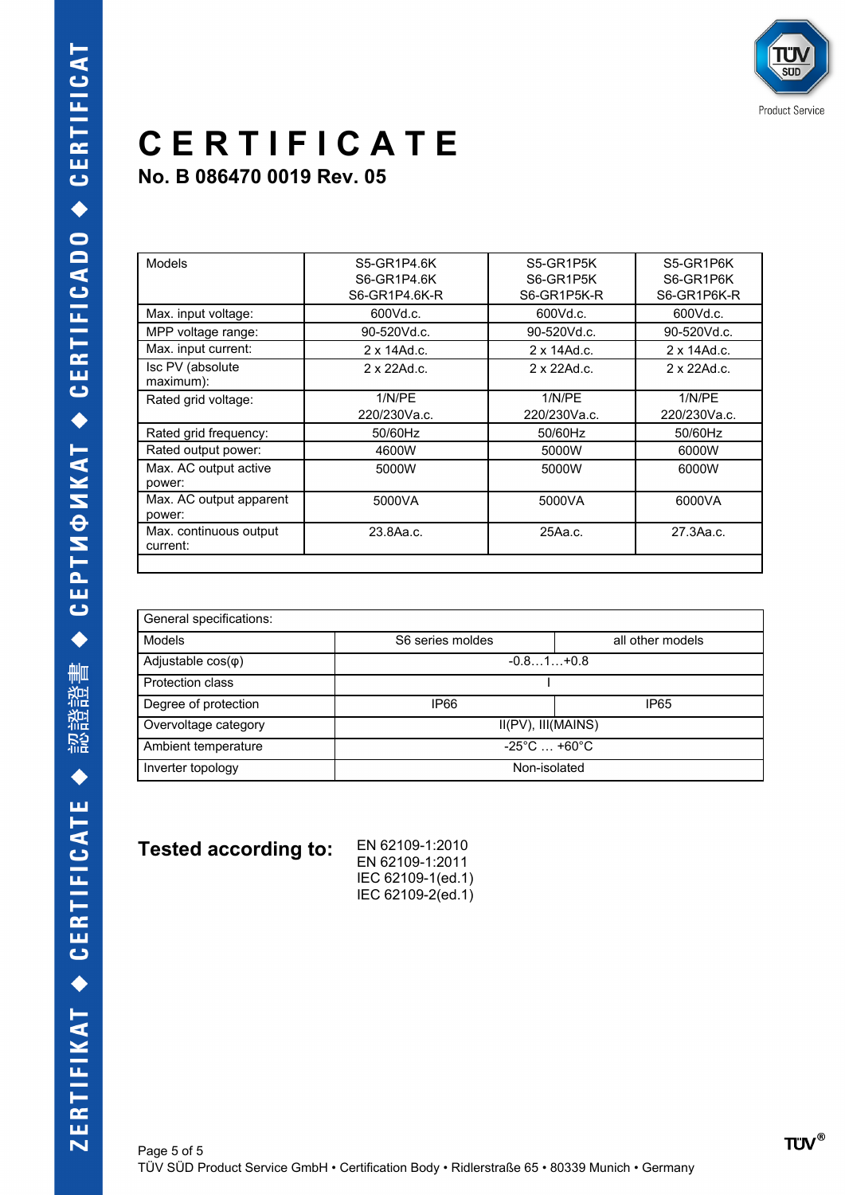# CERTIFICATE

**No. B 086470 0019 Rev. 05**

| Models | S5-GR1P4.6K S6-GR1P4.6K S6-GR1P4.6K-R | S5-GR1P5K S6-GR1P5K S6-GR1P5K-R | S5-GR1P6K S6-GR1P6K S6-GR1P6K-R |
|---|---|---|---|
| Max. input voltage: | 600Vd.c. | 600Vd.c. | 600Vd.c. |
| MPP voltage range: | 90-520Vd.c. | 90-520Vd.c. | 90-520Vd.c. |
| Max. input current: | 2 x 14Ad.c. | 2 x 14Ad.c. | 2 x 14Ad.c. |
| Isc PV (absolute maximum): | 2 x 22Ad.c. | 2 x 22Ad.c. | 2 x 22Ad.c. |
| Rated grid voltage: | 1/N/PE 220/230Va.c. | 1/N/PE 220/230Va.c. | 1/N/PE 220/230Va.c. |
| Rated grid frequency: | 50/60Hz | 50/60Hz | 50/60Hz |
| Rated output power: | 4600W | 5000W | 6000W |
| Max. AC output active power: | 5000W | 5000W | 6000W |
| Max. AC output apparent power: | 5000VA | 5000VA | 6000VA |
| Max. continuous output current: | 23.8Aa.c. | 25Aa.c. | 27.3Aa.c. |

| General specifications: | | |
|---|---|---|
| Models | S6 series moldes | all other models |
| Adjustable cos(φ) | -0.8…1…+0.8 | |
| Protection class | I | |
| Degree of protection | IP66 | IP65 |
| Overvoltage category | II(PV), III(MAINS) | |
| Ambient temperature | -25°C … +60°C | |
| Inverter topology | Non-isolated | |

**Tested according to:**

EN 62109-1:2010
EN 62109-1:2011
IEC 62109-1(ed.1)
IEC 62109-2(ed.1)

TÜV SÜD Product Service GmbH • Certification Body • Ridlerstraße 65 • 80339 Munich • Germany